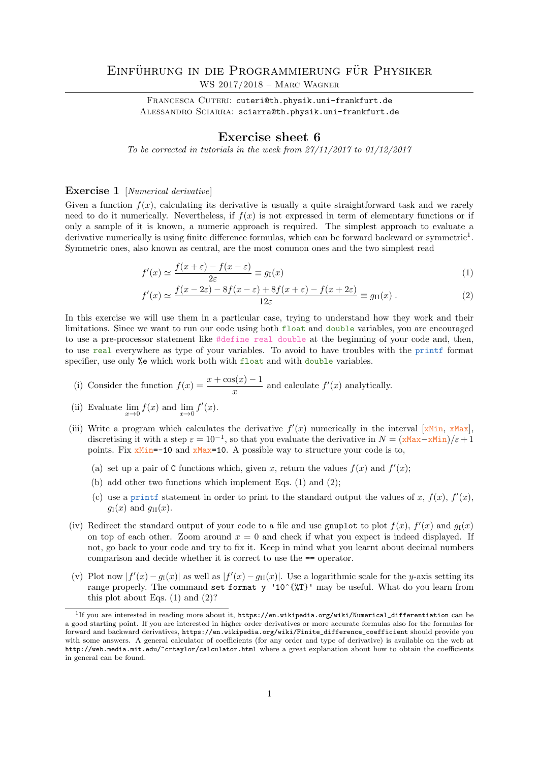# Einführung in die Programmierung für Physiker

WS 2017/2018 – Marc Wagner

Francesca Cuteri: `cuteri@th.physik.uni-frankfurt.de`
Alessandro Sciarra: `sciarra@th.physik.uni-frankfurt.de`

## Exercise sheet 6

*To be corrected in tutorials in the week from 27/11/2017 to 01/12/2017*

### Exercise 1 [*Numerical derivative*]

Given a function $f(x)$, calculating its derivative is usually a quite straightforward task and we rarely need to do it numerically. Nevertheless, if $f(x)$ is not expressed in term of elementary functions or if only a sample of it is known, a numeric approach is required. The simplest approach to evaluate a derivative numerically is using finite difference formulas, which can be forward backward or symmetric[1]. Symmetric ones, also known as central, are the most common ones and the two simplest read

$$f'(x) \simeq \frac{f(x+\varepsilon) - f(x-\varepsilon)}{2\varepsilon} \equiv g_{\mathrm{I}}(x) \tag{1}$$

$$f'(x) \simeq \frac{f(x-2\varepsilon) - 8f(x-\varepsilon) + 8f(x+\varepsilon) - f(x+2\varepsilon)}{12\varepsilon} \equiv g_{\mathrm{II}}(x) \; . \tag{2}$$

In this exercise we will use them in a particular case, trying to understand how they work and their limitations. Since we want to run our code using both `float` and `double` variables, you are encouraged to use a pre-processor statement like `#define real double` at the beginning of your code and, then, to use `real` everywhere as type of your variables. To avoid to have troubles with the `printf` format specifier, use only `%e` which work both with `float` and with `double` variables.

(i) Consider the function $f(x) = \dfrac{x + \cos(x) - 1}{x}$ and calculate $f'(x)$ analytically.

(ii) Evaluate $\lim_{x\to 0} f(x)$ and $\lim_{x\to 0} f'(x)$.

(iii) Write a program which calculates the derivative $f'(x)$ numerically in the interval [`xMin`, `xMax`], discretising it with a step $\varepsilon = 10^{-1}$, so that you evaluate the derivative in $N = (\texttt{xMax} - \texttt{xMin})/\varepsilon + 1$ points. Fix `xMin=-10` and `xMax=10`. A possible way to structure your code is to,

  (a) set up a pair of `C` functions which, given $x$, return the values $f(x)$ and $f'(x)$;

  (b) add other two functions which implement Eqs. (1) and (2);

  (c) use a `printf` statement in order to print to the standard output the values of $x$, $f(x)$, $f'(x)$, $g_{\mathrm{I}}(x)$ and $g_{\mathrm{II}}(x)$.

(iv) Redirect the standard output of your code to a file and use `gnuplot` to plot $f(x)$, $f'(x)$ and $g_{\mathrm{I}}(x)$ on top of each other. Zoom around $x = 0$ and check if what you expect is indeed displayed. If not, go back to your code and try to fix it. Keep in mind what you learnt about decimal numbers comparison and decide whether it is correct to use the `==` operator.

(v) Plot now $|f'(x) - g_{\mathrm{I}}(x)|$ as well as $|f'(x) - g_{\mathrm{II}}(x)|$. Use a logarithmic scale for the $y$-axis setting its range properly. The command `set format y '10^{%T}'` may be useful. What do you learn from this plot about Eqs. (1) and (2)?

---

[1] If you are interested in reading more about it, `https://en.wikipedia.org/wiki/Numerical_differentiation` can be a good starting point. If you are interested in higher order derivatives or more accurate formulas also for the formulas for forward and backward derivatives, `https://en.wikipedia.org/wiki/Finite_difference_coefficient` should provide you with some answers. A general calculator of coefficients (for any order and type of derivative) is available on the web at `http://web.media.mit.edu/~crtaylor/calculator.html` where a great explanation about how to obtain the coefficients in general can be found.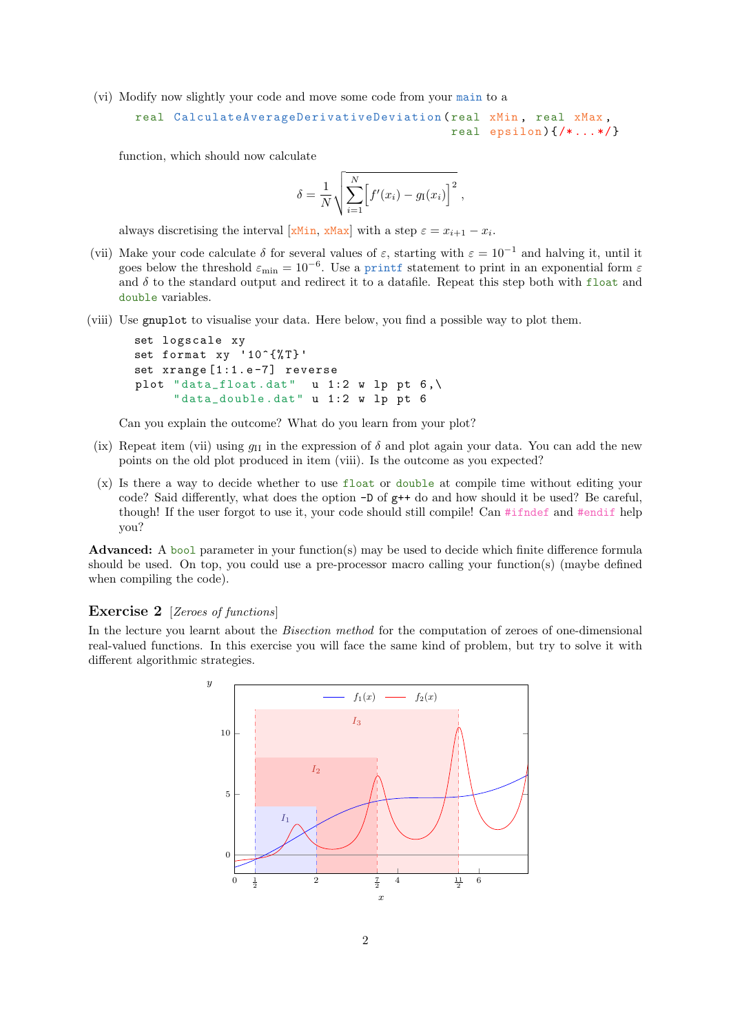(vi) Modify now slightly your code and move some code from your `main` to a

```
real CalculateAverageDerivativeDeviation(real xMin, real xMax,
                                         real epsilon){/*...*/}
```

function, which should now calculate

$$\delta = \frac{1}{N}\sqrt{\sum_{i=1}^{N}\Big[f'(x_i) - g_{\text{I}}(x_i)\Big]^2}\,,$$

always discretising the interval [`xMin`, `xMax`] with a step $\varepsilon = x_{i+1} - x_i$.

(vii) Make your code calculate $\delta$ for several values of $\varepsilon$, starting with $\varepsilon = 10^{-1}$ and halving it, until it goes below the threshold $\varepsilon_{\text{min}} = 10^{-6}$. Use a `printf` statement to print in an exponential form $\varepsilon$ and $\delta$ to the standard output and redirect it to a datafile. Repeat this step both with `float` and `double` variables.

(viii) Use `gnuplot` to visualise your data. Here below, you find a possible way to plot them.

```
set logscale xy
set format xy '10^{%T}'
set xrange[1:1.e-7] reverse
plot "data_float.dat"  u 1:2 w lp pt 6,\
     "data_double.dat" u 1:2 w lp pt 6
```

Can you explain the outcome? What do you learn from your plot?

(ix) Repeat item (vii) using $g_{\text{II}}$ in the expression of $\delta$ and plot again your data. You can add the new points on the old plot produced in item (viii). Is the outcome as you expected?

(x) Is there a way to decide whether to use `float` or `double` at compile time without editing your code? Said differently, what does the option `-D` of `g++` do and how should it be used? Be careful, though! If the user forgot to use it, your code should still compile! Can `#ifndef` and `#endif` help you?

**Advanced:** A `bool` parameter in your function(s) may be used to decide which finite difference formula should be used. On top, you could use a pre-processor macro calling your function(s) (maybe defined when compiling the code).

## Exercise 2 [*Zeroes of functions*]

In the lecture you learnt about the *Bisection method* for the computation of zeroes of one-dimensional real-valued functions. In this exercise you will face the same kind of problem, but try to solve it with different algorithmic strategies.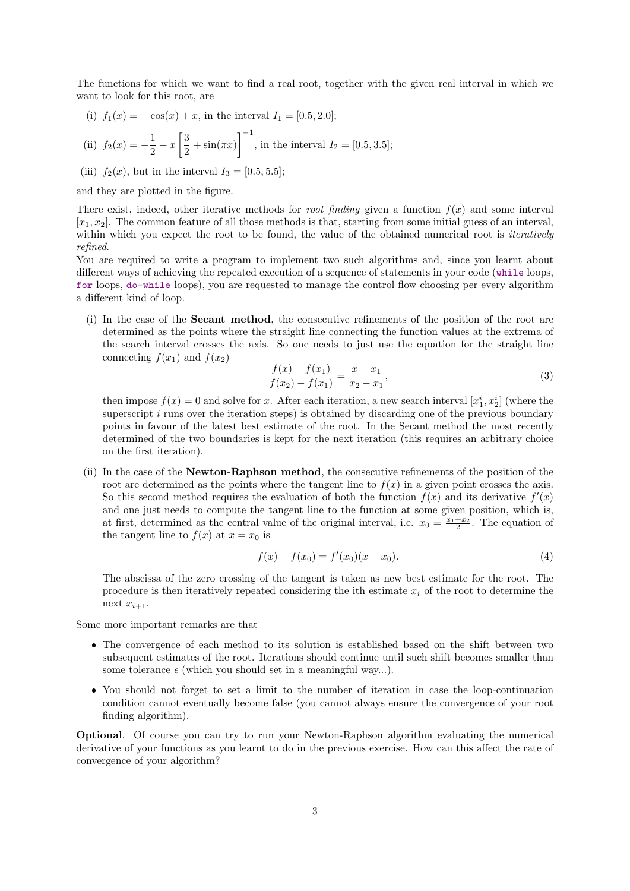The functions for which we want to find a real root, together with the given real interval in which we want to look for this root, are

(i) $f_1(x) = -\cos(x) + x$, in the interval $I_1 = [0.5, 2.0]$;

(ii) $f_2(x) = -\frac{1}{2} + x\left[\frac{3}{2} + \sin(\pi x)\right]^{-1}$, in the interval $I_2 = [0.5, 3.5]$;

(iii) $f_2(x)$, but in the interval $I_3 = [0.5, 5.5]$;

and they are plotted in the figure.

There exist, indeed, other iterative methods for *root finding* given a function $f(x)$ and some interval $[x_1, x_2]$. The common feature of all those methods is that, starting from some initial guess of an interval, within which you expect the root to be found, the value of the obtained numerical root is *iteratively refined*.

You are required to write a program to implement two such algorithms and, since you learnt about different ways of achieving the repeated execution of a sequence of statements in your code (`while` loops, `for` loops, `do-while` loops), you are requested to manage the control flow choosing per every algorithm a different kind of loop.

(i) In the case of the **Secant method**, the consecutive refinements of the position of the root are determined as the points where the straight line connecting the function values at the extrema of the search interval crosses the axis. So one needs to just use the equation for the straight line connecting $f(x_1)$ and $f(x_2)$

$$\frac{f(x) - f(x_1)}{f(x_2) - f(x_1)} = \frac{x - x_1}{x_2 - x_1}, \tag{3}$$

then impose $f(x) = 0$ and solve for $x$. After each iteration, a new search interval $[x_1^i, x_2^i]$ (where the superscript $i$ runs over the iteration steps) is obtained by discarding one of the previous boundary points in favour of the latest best estimate of the root. In the Secant method the most recently determined of the two boundaries is kept for the next iteration (this requires an arbitrary choice on the first iteration).

(ii) In the case of the **Newton-Raphson method**, the consecutive refinements of the position of the root are determined as the points where the tangent line to $f(x)$ in a given point crosses the axis. So this second method requires the evaluation of both the function $f(x)$ and its derivative $f'(x)$ and one just needs to compute the tangent line to the function at some given position, which is, at first, determined as the central value of the original interval, i.e. $x_0 = \frac{x_1 + x_2}{2}$. The equation of the tangent line to $f(x)$ at $x = x_0$ is

$$f(x) - f(x_0) = f'(x_0)(x - x_0). \tag{4}$$

The abscissa of the zero crossing of the tangent is taken as new best estimate for the root. The procedure is then iteratively repeated considering the ith estimate $x_i$ of the root to determine the next $x_{i+1}$.

Some more important remarks are that

- The convergence of each method to its solution is established based on the shift between two subsequent estimates of the root. Iterations should continue until such shift becomes smaller than some tolerance $\epsilon$ (which you should set in a meaningful way...).
- You should not forget to set a limit to the number of iteration in case the loop-continuation condition cannot eventually become false (you cannot always ensure the convergence of your root finding algorithm).

**Optional**. Of course you can try to run your Newton-Raphson algorithm evaluating the numerical derivative of your functions as you learnt to do in the previous exercise. How can this affect the rate of convergence of your algorithm?